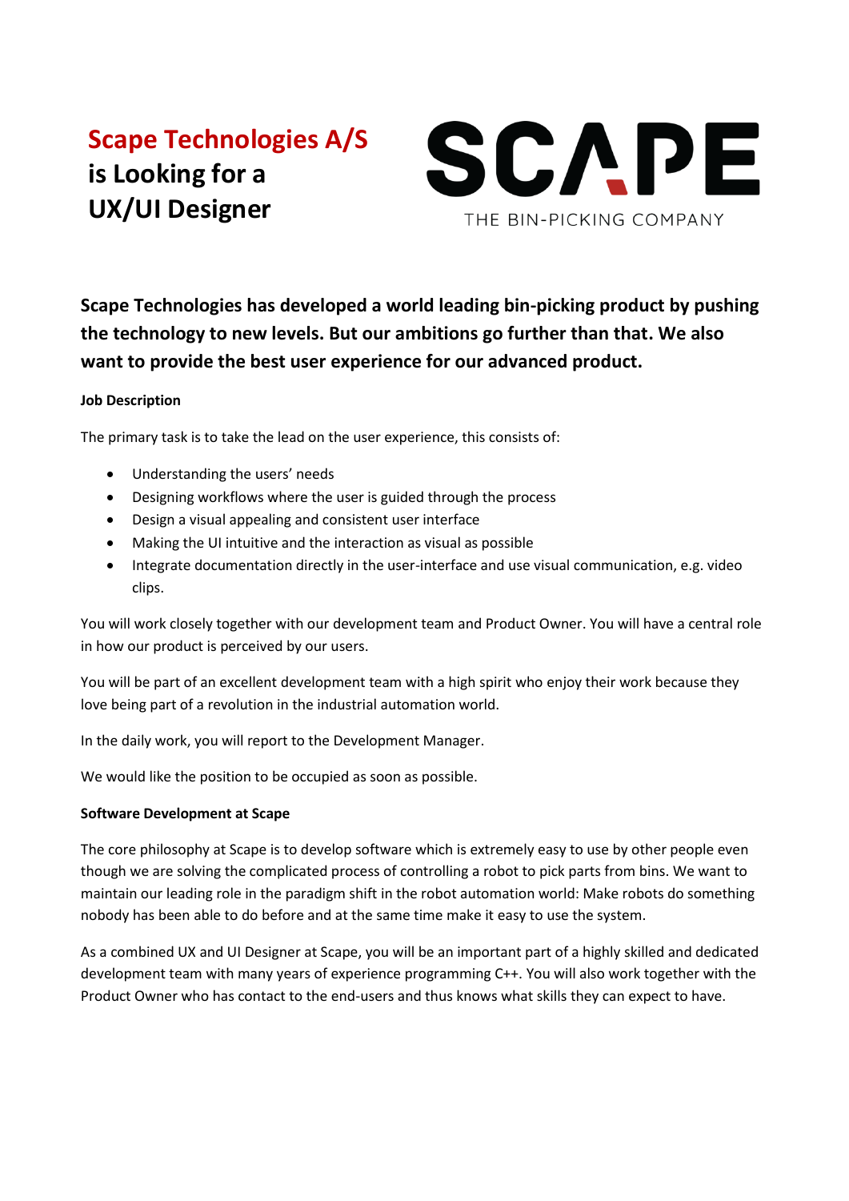# Scape Technologies A/S is Looking for a UX/UI Designer

SCAPE

THE BIN-PICKING COMPANY

**Scape Technologies has developed a world leading bin-picking product by pushing the technology to new levels. But our ambitions go further than that. We also want to provide the best user experience for our advanced product.**

**Job Description**

The primary task is to take the lead on the user experience, this consists of:

- Understanding the users' needs
- Designing workflows where the user is guided through the process
- Design a visual appealing and consistent user interface
- Making the UI intuitive and the interaction as visual as possible
- Integrate documentation directly in the user-interface and use visual communication, e.g. video clips.

You will work closely together with our development team and Product Owner. You will have a central role in how our product is perceived by our users.

You will be part of an excellent development team with a high spirit who enjoy their work because they love being part of a revolution in the industrial automation world.

In the daily work, you will report to the Development Manager.

We would like the position to be occupied as soon as possible.

**Software Development at Scape**

The core philosophy at Scape is to develop software which is extremely easy to use by other people even though we are solving the complicated process of controlling a robot to pick parts from bins. We want to maintain our leading role in the paradigm shift in the robot automation world: Make robots do something nobody has been able to do before and at the same time make it easy to use the system.

As a combined UX and UI Designer at Scape, you will be an important part of a highly skilled and dedicated development team with many years of experience programming C++. You will also work together with the Product Owner who has contact to the end-users and thus knows what skills they can expect to have.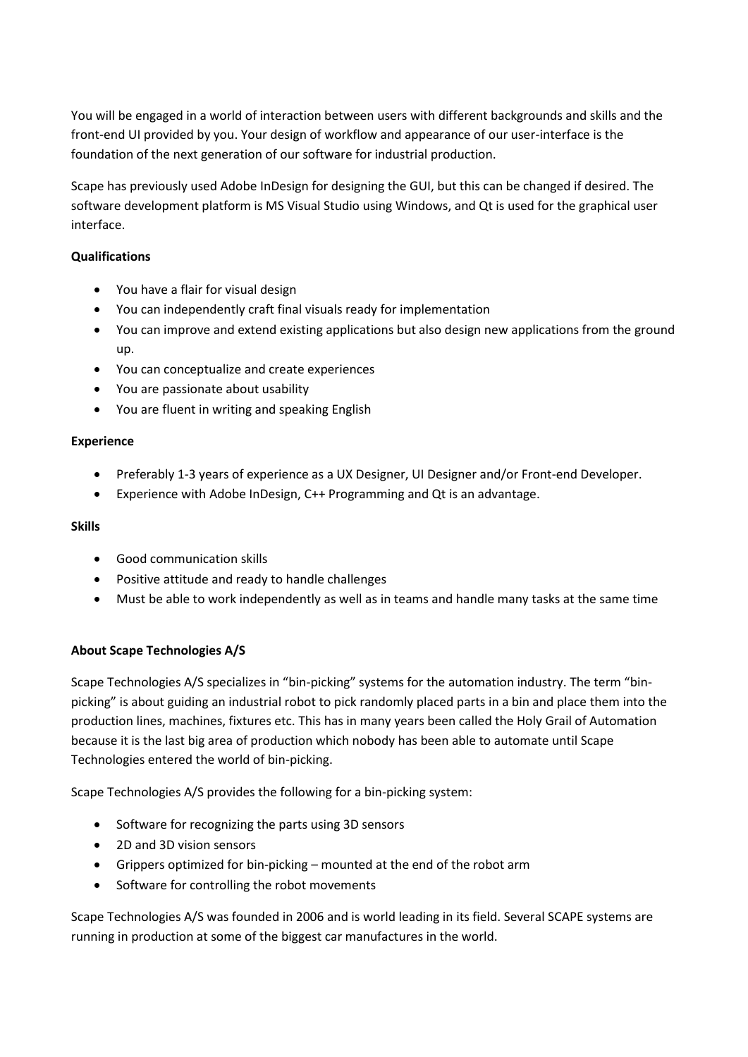You will be engaged in a world of interaction between users with different backgrounds and skills and the front-end UI provided by you. Your design of workflow and appearance of our user-interface is the foundation of the next generation of our software for industrial production.

Scape has previously used Adobe InDesign for designing the GUI, but this can be changed if desired. The software development platform is MS Visual Studio using Windows, and Qt is used for the graphical user interface.

**Qualifications**

- You have a flair for visual design
- You can independently craft final visuals ready for implementation
- You can improve and extend existing applications but also design new applications from the ground up.
- You can conceptualize and create experiences
- You are passionate about usability
- You are fluent in writing and speaking English

**Experience**

- Preferably 1-3 years of experience as a UX Designer, UI Designer and/or Front-end Developer.
- Experience with Adobe InDesign, C++ Programming and Qt is an advantage.

**Skills**

- Good communication skills
- Positive attitude and ready to handle challenges
- Must be able to work independently as well as in teams and handle many tasks at the same time

**About Scape Technologies A/S**

Scape Technologies A/S specializes in “bin-picking” systems for the automation industry. The term “bin-picking” is about guiding an industrial robot to pick randomly placed parts in a bin and place them into the production lines, machines, fixtures etc. This has in many years been called the Holy Grail of Automation because it is the last big area of production which nobody has been able to automate until Scape Technologies entered the world of bin-picking.

Scape Technologies A/S provides the following for a bin-picking system:

- Software for recognizing the parts using 3D sensors
- 2D and 3D vision sensors
- Grippers optimized for bin-picking – mounted at the end of the robot arm
- Software for controlling the robot movements

Scape Technologies A/S was founded in 2006 and is world leading in its field. Several SCAPE systems are running in production at some of the biggest car manufactures in the world.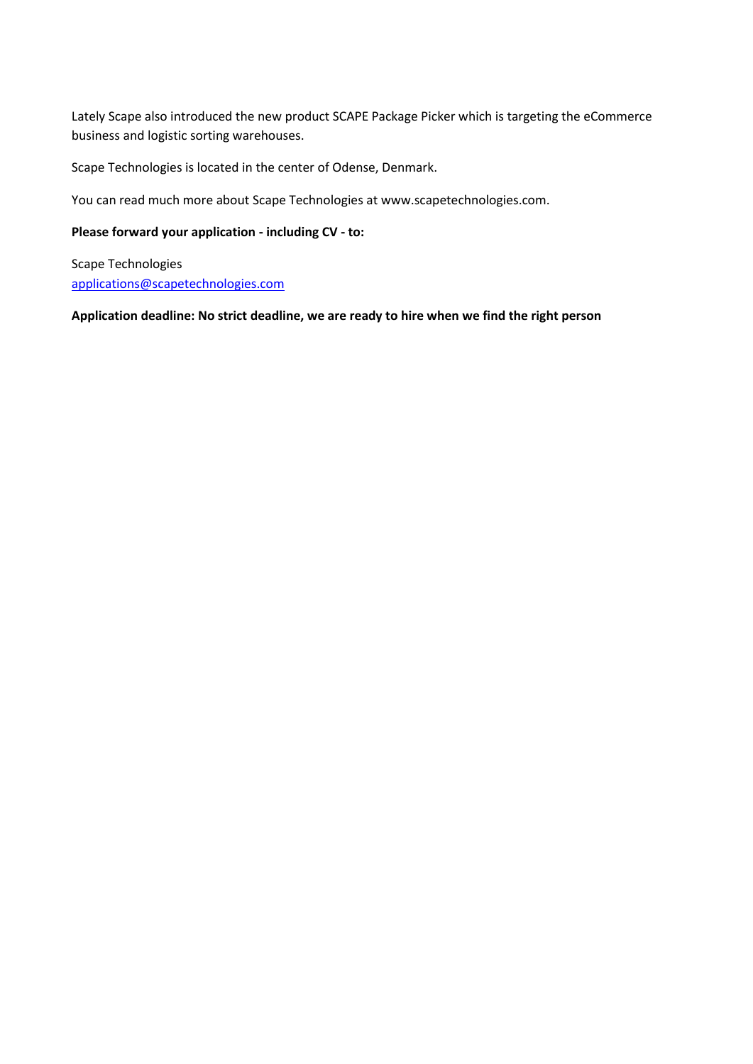Lately Scape also introduced the new product SCAPE Package Picker which is targeting the eCommerce business and logistic sorting warehouses.

Scape Technologies is located in the center of Odense, Denmark.

You can read much more about Scape Technologies at www.scapetechnologies.com.

**Please forward your application - including CV - to:**

Scape Technologies
applications@scapetechnologies.com

**Application deadline: No strict deadline, we are ready to hire when we find the right person**